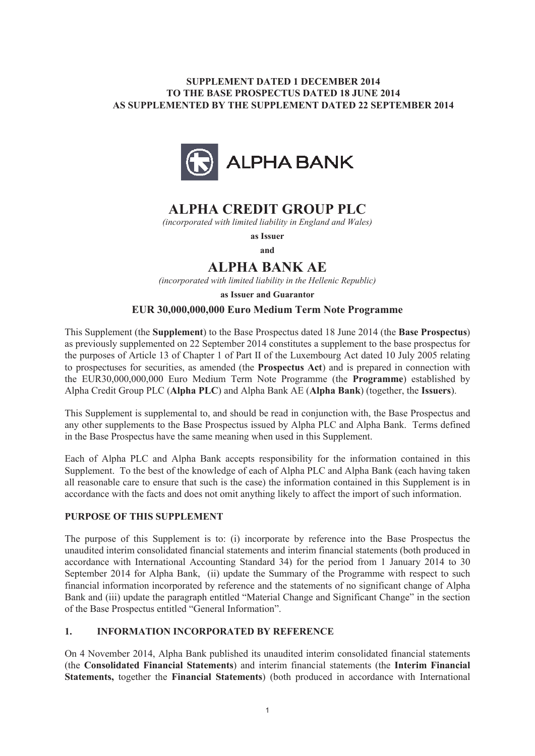**SUPPLEMENT DATED 1 DECEMBER 2014**
**TO THE BASE PROSPECTUS DATED 18 JUNE 2014**
**AS SUPPLEMENTED BY THE SUPPLEMENT DATED 22 SEPTEMBER 2014**

ALPHA BANK

# ALPHA CREDIT GROUP PLC

*(incorporated with limited liability in England and Wales)*

**as Issuer**

**and**

# ALPHA BANK AE

*(incorporated with limited liability in the Hellenic Republic)*

**as Issuer and Guarantor**

## EUR 30,000,000,000 Euro Medium Term Note Programme

This Supplement (the **Supplement**) to the Base Prospectus dated 18 June 2014 (the **Base Prospectus**) as previously supplemented on 22 September 2014 constitutes a supplement to the base prospectus for the purposes of Article 13 of Chapter 1 of Part II of the Luxembourg Act dated 10 July 2005 relating to prospectuses for securities, as amended (the **Prospectus Act**) and is prepared in connection with the EUR30,000,000,000 Euro Medium Term Note Programme (the **Programme**) established by Alpha Credit Group PLC (**Alpha PLC**) and Alpha Bank AE (**Alpha Bank**) (together, the **Issuers**).

This Supplement is supplemental to, and should be read in conjunction with, the Base Prospectus and any other supplements to the Base Prospectus issued by Alpha PLC and Alpha Bank. Terms defined in the Base Prospectus have the same meaning when used in this Supplement.

Each of Alpha PLC and Alpha Bank accepts responsibility for the information contained in this Supplement. To the best of the knowledge of each of Alpha PLC and Alpha Bank (each having taken all reasonable care to ensure that such is the case) the information contained in this Supplement is in accordance with the facts and does not omit anything likely to affect the import of such information.

### PURPOSE OF THIS SUPPLEMENT

The purpose of this Supplement is to: (i) incorporate by reference into the Base Prospectus the unaudited interim consolidated financial statements and interim financial statements (both produced in accordance with International Accounting Standard 34) for the period from 1 January 2014 to 30 September 2014 for Alpha Bank, (ii) update the Summary of the Programme with respect to such financial information incorporated by reference and the statements of no significant change of Alpha Bank and (iii) update the paragraph entitled "Material Change and Significant Change" in the section of the Base Prospectus entitled "General Information".

### 1. INFORMATION INCORPORATED BY REFERENCE

On 4 November 2014, Alpha Bank published its unaudited interim consolidated financial statements (the **Consolidated Financial Statements**) and interim financial statements (the **Interim Financial Statements,** together the **Financial Statements**) (both produced in accordance with International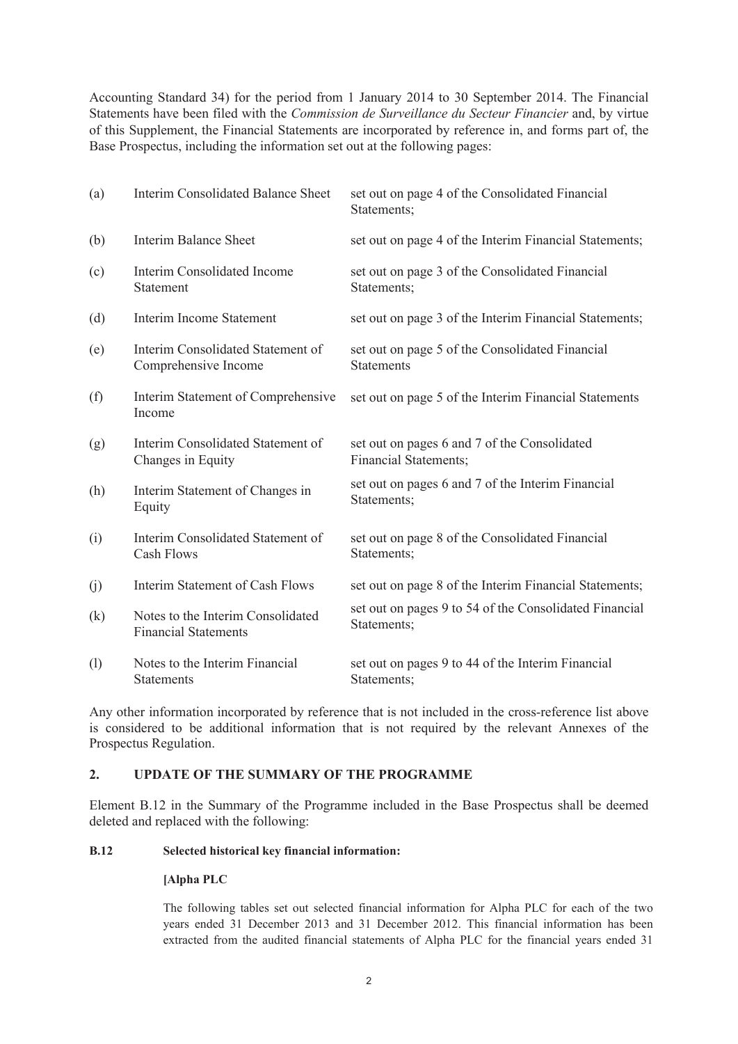Accounting Standard 34) for the period from 1 January 2014 to 30 September 2014. The Financial Statements have been filed with the *Commission de Surveillance du Secteur Financier* and, by virtue of this Supplement, the Financial Statements are incorporated by reference in, and forms part of, the Base Prospectus, including the information set out at the following pages:

| | | |
|---|---|---|
| (a) | Interim Consolidated Balance Sheet | set out on page 4 of the Consolidated Financial Statements; |
| (b) | Interim Balance Sheet | set out on page 4 of the Interim Financial Statements; |
| (c) | Interim Consolidated Income Statement | set out on page 3 of the Consolidated Financial Statements; |
| (d) | Interim Income Statement | set out on page 3 of the Interim Financial Statements; |
| (e) | Interim Consolidated Statement of Comprehensive Income | set out on page 5 of the Consolidated Financial Statements |
| (f) | Interim Statement of Comprehensive Income | set out on page 5 of the Interim Financial Statements |
| (g) | Interim Consolidated Statement of Changes in Equity | set out on pages 6 and 7 of the Consolidated Financial Statements; |
| (h) | Interim Statement of Changes in Equity | set out on pages 6 and 7 of the Interim Financial Statements; |
| (i) | Interim Consolidated Statement of Cash Flows | set out on page 8 of the Consolidated Financial Statements; |
| (j) | Interim Statement of Cash Flows | set out on page 8 of the Interim Financial Statements; |
| (k) | Notes to the Interim Consolidated Financial Statements | set out on pages 9 to 54 of the Consolidated Financial Statements; |
| (l) | Notes to the Interim Financial Statements | set out on pages 9 to 44 of the Interim Financial Statements; |

Any other information incorporated by reference that is not included in the cross-reference list above is considered to be additional information that is not required by the relevant Annexes of the Prospectus Regulation.

## 2. UPDATE OF THE SUMMARY OF THE PROGRAMME

Element B.12 in the Summary of the Programme included in the Base Prospectus shall be deemed deleted and replaced with the following:

**B.12 Selected historical key financial information:**

**[Alpha PLC**

The following tables set out selected financial information for Alpha PLC for each of the two years ended 31 December 2013 and 31 December 2012. This financial information has been extracted from the audited financial statements of Alpha PLC for the financial years ended 31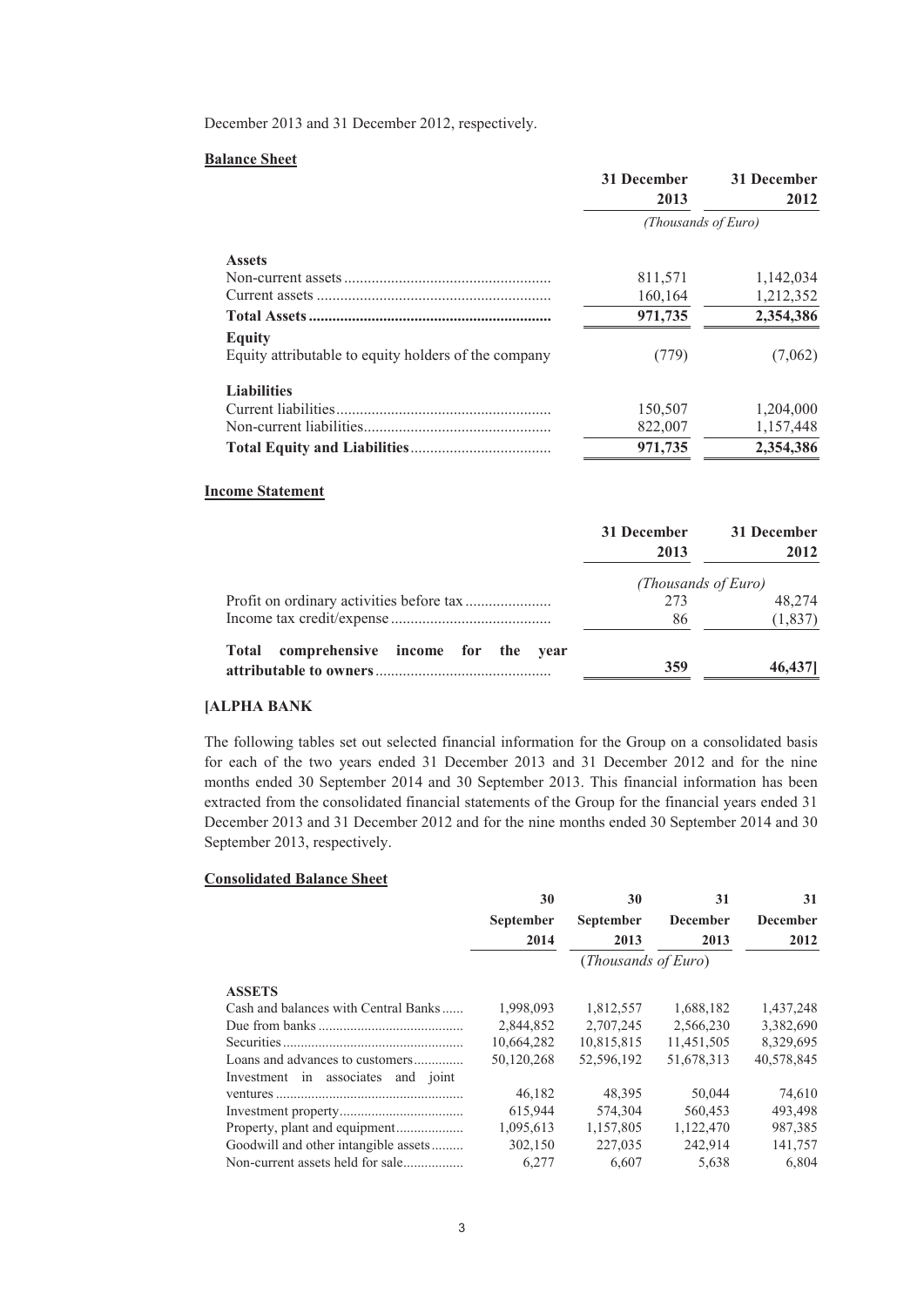December 2013 and 31 December 2012, respectively.

**Balance Sheet**

| | 31 December 2013 | 31 December 2012 |
|---|---|---|
| | *(Thousands of Euro)* | |
| **Assets** | | |
| Non-current assets | 811,571 | 1,142,034 |
| Current assets | 160,164 | 1,212,352 |
| **Total Assets** | **971,735** | **2,354,386** |
| **Equity** | | |
| Equity attributable to equity holders of the company | (779) | (7,062) |
| **Liabilities** | | |
| Current liabilities | 150,507 | 1,204,000 |
| Non-current liabilities | 822,007 | 1,157,448 |
| **Total Equity and Liabilities** | **971,735** | **2,354,386** |

**Income Statement**

| | 31 December 2013 | 31 December 2012 |
|---|---|---|
| | *(Thousands of Euro)* | |
| Profit on ordinary activities before tax | 273 | 48,274 |
| Income tax credit/expense | 86 | (1,837) |
| **Total comprehensive income for the year attributable to owners** | **359** | **46,437]** |

**[ALPHA BANK**

The following tables set out selected financial information for the Group on a consolidated basis for each of the two years ended 31 December 2013 and 31 December 2012 and for the nine months ended 30 September 2014 and 30 September 2013. This financial information has been extracted from the consolidated financial statements of the Group for the financial years ended 31 December 2013 and 31 December 2012 and for the nine months ended 30 September 2014 and 30 September 2013, respectively.

**Consolidated Balance Sheet**

| | 30 September 2014 | 30 September 2013 | 31 December 2013 | 31 December 2012 |
|---|---|---|---|---|
| | (*Thousands of Euro*) | | | |
| **ASSETS** | | | | |
| Cash and balances with Central Banks | 1,998,093 | 1,812,557 | 1,688,182 | 1,437,248 |
| Due from banks | 2,844,852 | 2,707,245 | 2,566,230 | 3,382,690 |
| Securities | 10,664,282 | 10,815,815 | 11,451,505 | 8,329,695 |
| Loans and advances to customers | 50,120,268 | 52,596,192 | 51,678,313 | 40,578,845 |
| Investment in associates and joint ventures | 46,182 | 48,395 | 50,044 | 74,610 |
| Investment property | 615,944 | 574,304 | 560,453 | 493,498 |
| Property, plant and equipment | 1,095,613 | 1,157,805 | 1,122,470 | 987,385 |
| Goodwill and other intangible assets | 302,150 | 227,035 | 242,914 | 141,757 |
| Non-current assets held for sale | 6,277 | 6,607 | 5,638 | 6,804 |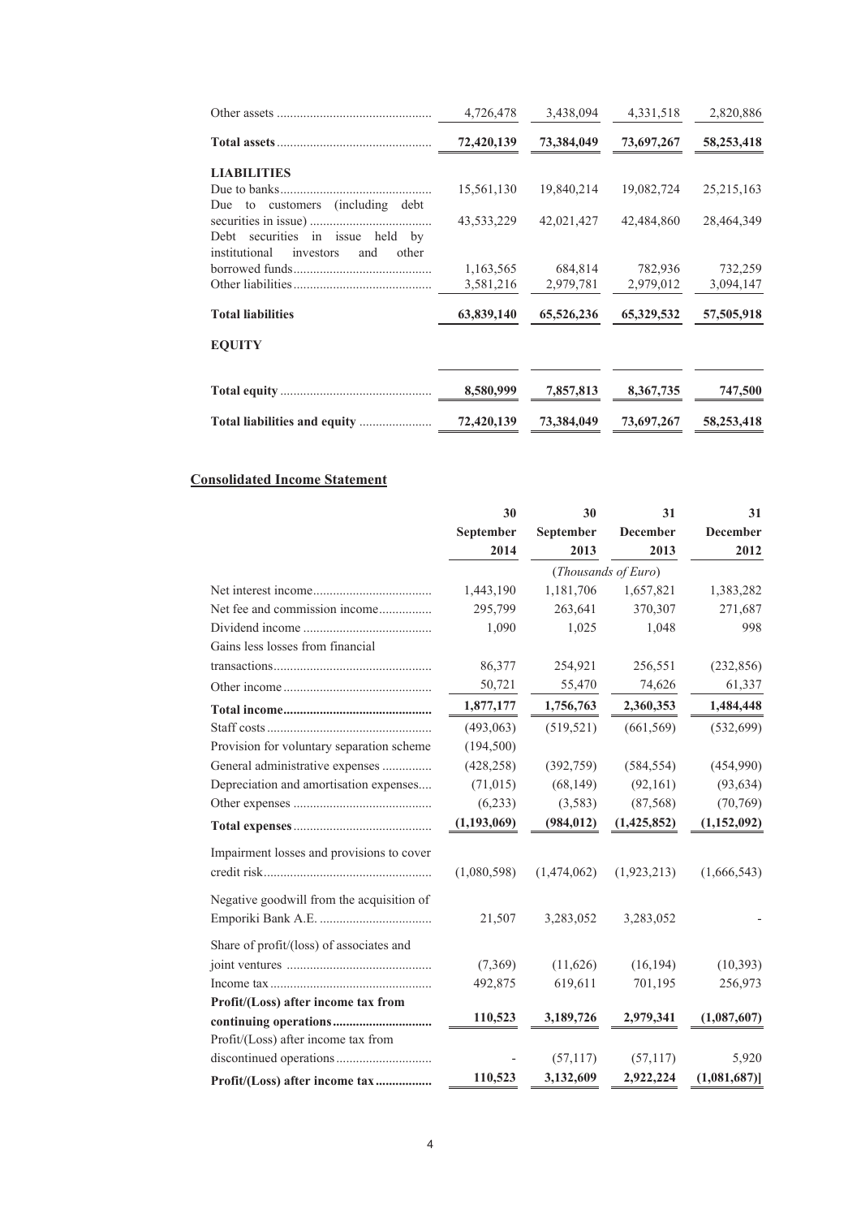| | | | | |
|---|---|---|---|---|
| Other assets | 4,726,478 | 3,438,094 | 4,331,518 | 2,820,886 |
| **Total assets** | **72,420,139** | **73,384,049** | **73,697,267** | **58,253,418** |
| **LIABILITIES** | | | | |
| Due to banks | 15,561,130 | 19,840,214 | 19,082,724 | 25,215,163 |
| Due to customers (including debt securities in issue) | 43,533,229 | 42,021,427 | 42,484,860 | 28,464,349 |
| Debt securities in issue held by institutional investors and other borrowed funds | 1,163,565 | 684,814 | 782,936 | 732,259 |
| Other liabilities | 3,581,216 | 2,979,781 | 2,979,012 | 3,094,147 |
| **Total liabilities** | **63,839,140** | **65,526,236** | **65,329,532** | **57,505,918** |
| **EQUITY** | | | | |
| **Total equity** | **8,580,999** | **7,857,813** | **8,367,735** | **747,500** |
| **Total liabilities and equity** | **72,420,139** | **73,384,049** | **73,697,267** | **58,253,418** |

**Consolidated Income Statement**

| | **30 September 2014** | **30 September 2013** | **31 December 2013** | **31 December 2012** |
|---|---|---|---|---|
| | | (*Thousands of Euro*) | | |
| Net interest income | 1,443,190 | 1,181,706 | 1,657,821 | 1,383,282 |
| Net fee and commission income | 295,799 | 263,641 | 370,307 | 271,687 |
| Dividend income | 1,090 | 1,025 | 1,048 | 998 |
| Gains less losses from financial transactions | 86,377 | 254,921 | 256,551 | (232,856) |
| Other income | 50,721 | 55,470 | 74,626 | 61,337 |
| **Total income** | **1,877,177** | **1,756,763** | **2,360,353** | **1,484,448** |
| Staff costs | (493,063) | (519,521) | (661,569) | (532,699) |
| Provision for voluntary separation scheme | (194,500) | | | |
| General administrative expenses | (428,258) | (392,759) | (584,554) | (454,990) |
| Depreciation and amortisation expenses | (71,015) | (68,149) | (92,161) | (93,634) |
| Other expenses | (6,233) | (3,583) | (87,568) | (70,769) |
| **Total expenses** | **(1,193,069)** | **(984,012)** | **(1,425,852)** | **(1,152,092)** |
| Impairment losses and provisions to cover credit risk | (1,080,598) | (1,474,062) | (1,923,213) | (1,666,543) |
| Negative goodwill from the acquisition of Emporiki Bank A.E. | 21,507 | 3,283,052 | 3,283,052 | - |
| Share of profit/(loss) of associates and joint ventures | (7,369) | (11,626) | (16,194) | (10,393) |
| Income tax | 492,875 | 619,611 | 701,195 | 256,973 |
| **Profit/(Loss) after income tax from continuing operations** | **110,523** | **3,189,726** | **2,979,341** | **(1,087,607)** |
| Profit/(Loss) after income tax from discontinued operations | - | (57,117) | (57,117) | 5,920 |
| **Profit/(Loss) after income tax** | **110,523** | **3,132,609** | **2,922,224** | **(1,081,687)]** |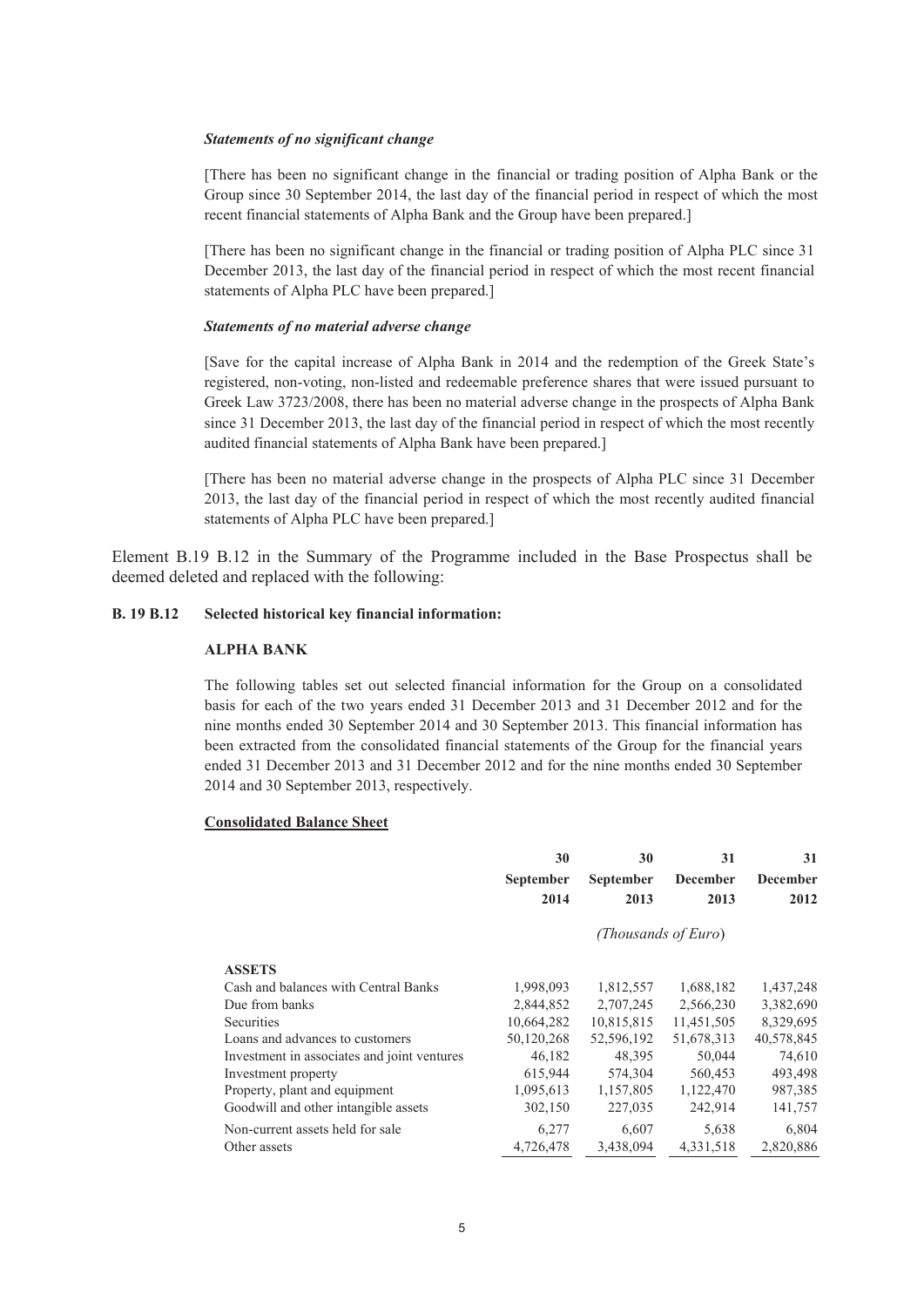***Statements of no significant change***

[There has been no significant change in the financial or trading position of Alpha Bank or the Group since 30 September 2014, the last day of the financial period in respect of which the most recent financial statements of Alpha Bank and the Group have been prepared.]

[There has been no significant change in the financial or trading position of Alpha PLC since 31 December 2013, the last day of the financial period in respect of which the most recent financial statements of Alpha PLC have been prepared.]

***Statements of no material adverse change***

[Save for the capital increase of Alpha Bank in 2014 and the redemption of the Greek State's registered, non-voting, non-listed and redeemable preference shares that were issued pursuant to Greek Law 3723/2008, there has been no material adverse change in the prospects of Alpha Bank since 31 December 2013, the last day of the financial period in respect of which the most recently audited financial statements of Alpha Bank have been prepared.]

[There has been no material adverse change in the prospects of Alpha PLC since 31 December 2013, the last day of the financial period in respect of which the most recently audited financial statements of Alpha PLC have been prepared.]

Element B.19 B.12 in the Summary of the Programme included in the Base Prospectus shall be deemed deleted and replaced with the following:

**B. 19 B.12 Selected historical key financial information:**

**ALPHA BANK**

The following tables set out selected financial information for the Group on a consolidated basis for each of the two years ended 31 December 2013 and 31 December 2012 and for the nine months ended 30 September 2014 and 30 September 2013. This financial information has been extracted from the consolidated financial statements of the Group for the financial years ended 31 December 2013 and 31 December 2012 and for the nine months ended 30 September 2014 and 30 September 2013, respectively.

**Consolidated Balance Sheet**

| | 30 September 2014 | 30 September 2013 | 31 December 2013 | 31 December 2012 |
|---|---|---|---|---|
| | *(Thousands of Euro)* | | | |
| **ASSETS** | | | | |
| Cash and balances with Central Banks | 1,998,093 | 1,812,557 | 1,688,182 | 1,437,248 |
| Due from banks | 2,844,852 | 2,707,245 | 2,566,230 | 3,382,690 |
| Securities | 10,664,282 | 10,815,815 | 11,451,505 | 8,329,695 |
| Loans and advances to customers | 50,120,268 | 52,596,192 | 51,678,313 | 40,578,845 |
| Investment in associates and joint ventures | 46,182 | 48,395 | 50,044 | 74,610 |
| Investment property | 615,944 | 574,304 | 560,453 | 493,498 |
| Property, plant and equipment | 1,095,613 | 1,157,805 | 1,122,470 | 987,385 |
| Goodwill and other intangible assets | 302,150 | 227,035 | 242,914 | 141,757 |
| Non-current assets held for sale | 6,277 | 6,607 | 5,638 | 6,804 |
| Other assets | 4,726,478 | 3,438,094 | 4,331,518 | 2,820,886 |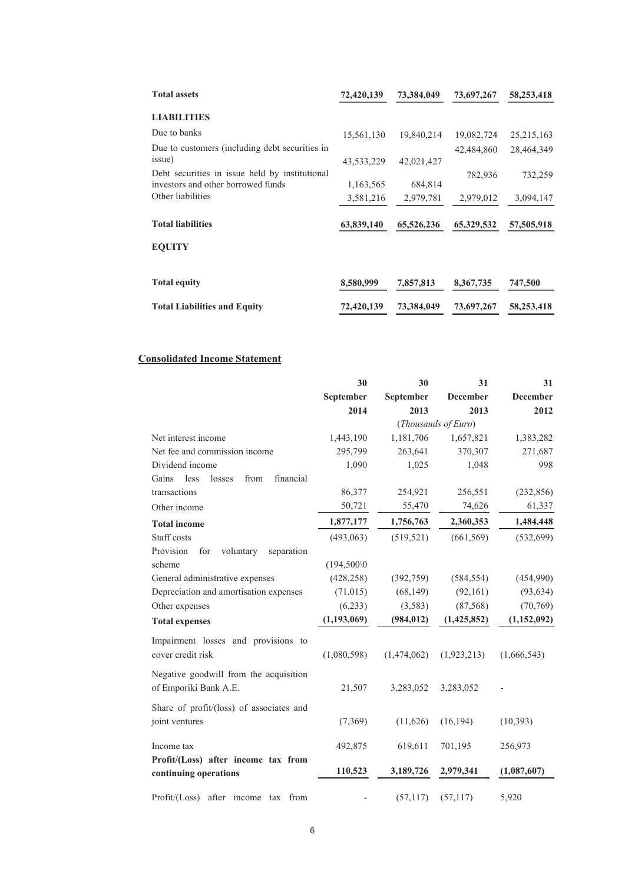| | | | | |
|---|---|---|---|---|
| **Total assets** | **72,420,139** | **73,384,049** | **73,697,267** | **58,253,418** |
| **LIABILITIES** | | | | |
| Due to banks | 15,561,130 | 19,840,214 | 19,082,724 | 25,215,163 |
| Due to customers (including debt securities in issue) | 43,533,229 | 42,021,427 | 42,484,860 | 28,464,349 |
| Debt securities in issue held by institutional investors and other borrowed funds | 1,163,565 | 684,814 | 782,936 | 732,259 |
| Other liabilities | 3,581,216 | 2,979,781 | 2,979,012 | 3,094,147 |
| **Total liabilities** | **63,839,140** | **65,526,236** | **65,329,532** | **57,505,918** |
| **EQUITY** | | | | |
| **Total equity** | **8,580,999** | **7,857,813** | **8,367,735** | **747,500** |
| **Total Liabilities and Equity** | **72,420,139** | **73,384,049** | **73,697,267** | **58,253,418** |

**Consolidated Income Statement**

| | **30 September 2014** | **30 September 2013** | **31 December 2013** | **31 December 2012** |
|---|---|---|---|---|
| | | (*Thousands of Euro*) | | |
| Net interest income | 1,443,190 | 1,181,706 | 1,657,821 | 1,383,282 |
| Net fee and commission income | 295,799 | 263,641 | 370,307 | 271,687 |
| Dividend income | 1,090 | 1,025 | 1,048 | 998 |
| Gains less losses from financial transactions | 86,377 | 254,921 | 256,551 | (232,856) |
| Other income | 50,721 | 55,470 | 74,626 | 61,337 |
| **Total income** | **1,877,177** | **1,756,763** | **2,360,353** | **1,484,448** |
| Staff costs | (493,063) | (519,521) | (661,569) | (532,699) |
| Provision for voluntary separation scheme | (194,500\0 | | | |
| General administrative expenses | (428,258) | (392,759) | (584,554) | (454,990) |
| Depreciation and amortisation expenses | (71,015) | (68,149) | (92,161) | (93,634) |
| Other expenses | (6,233) | (3,583) | (87,568) | (70,769) |
| **Total expenses** | **(1,193,069)** | **(984,012)** | **(1,425,852)** | **(1,152,092)** |
| Impairment losses and provisions to cover credit risk | (1,080,598) | (1,474,062) | (1,923,213) | (1,666,543) |
| Negative goodwill from the acquisition of Emporiki Bank A.E. | 21,507 | 3,283,052 | 3,283,052 | - |
| Share of profit/(loss) of associates and joint ventures | (7,369) | (11,626) | (16,194) | (10,393) |
| Income tax | 492,875 | 619,611 | 701,195 | 256,973 |
| **Profit/(Loss) after income tax from continuing operations** | **110,523** | **3,189,726** | **2,979,341** | **(1,087,607)** |
| Profit/(Loss) after income tax from | - | (57,117) | (57,117) | 5,920 |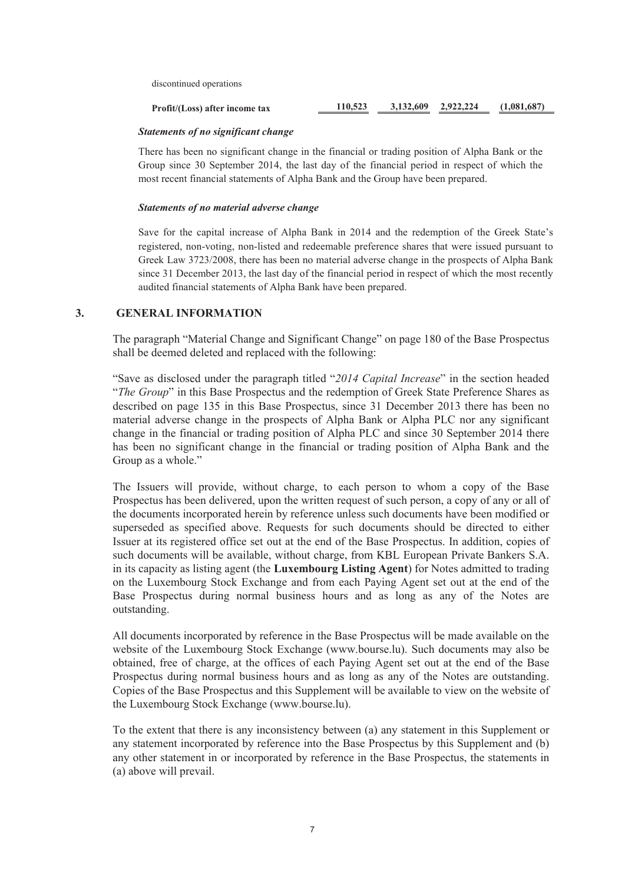| discontinued operations | | | | |
|---|---|---|---|---|
| **Profit/(Loss) after income tax** | **110,523** | **3,132,609** | **2,922,224** | **(1,081,687)** |

***Statements of no significant change***

There has been no significant change in the financial or trading position of Alpha Bank or the Group since 30 September 2014, the last day of the financial period in respect of which the most recent financial statements of Alpha Bank and the Group have been prepared.

***Statements of no material adverse change***

Save for the capital increase of Alpha Bank in 2014 and the redemption of the Greek State's registered, non-voting, non-listed and redeemable preference shares that were issued pursuant to Greek Law 3723/2008, there has been no material adverse change in the prospects of Alpha Bank since 31 December 2013, the last day of the financial period in respect of which the most recently audited financial statements of Alpha Bank have been prepared.

## 3. GENERAL INFORMATION

The paragraph "Material Change and Significant Change" on page 180 of the Base Prospectus shall be deemed deleted and replaced with the following:

"Save as disclosed under the paragraph titled "*2014 Capital Increase*" in the section headed "*The Group*" in this Base Prospectus and the redemption of Greek State Preference Shares as described on page 135 in this Base Prospectus, since 31 December 2013 there has been no material adverse change in the prospects of Alpha Bank or Alpha PLC nor any significant change in the financial or trading position of Alpha PLC and since 30 September 2014 there has been no significant change in the financial or trading position of Alpha Bank and the Group as a whole."

The Issuers will provide, without charge, to each person to whom a copy of the Base Prospectus has been delivered, upon the written request of such person, a copy of any or all of the documents incorporated herein by reference unless such documents have been modified or superseded as specified above. Requests for such documents should be directed to either Issuer at its registered office set out at the end of the Base Prospectus. In addition, copies of such documents will be available, without charge, from KBL European Private Bankers S.A. in its capacity as listing agent (the **Luxembourg Listing Agent**) for Notes admitted to trading on the Luxembourg Stock Exchange and from each Paying Agent set out at the end of the Base Prospectus during normal business hours and as long as any of the Notes are outstanding.

All documents incorporated by reference in the Base Prospectus will be made available on the website of the Luxembourg Stock Exchange (www.bourse.lu). Such documents may also be obtained, free of charge, at the offices of each Paying Agent set out at the end of the Base Prospectus during normal business hours and as long as any of the Notes are outstanding. Copies of the Base Prospectus and this Supplement will be available to view on the website of the Luxembourg Stock Exchange (www.bourse.lu).

To the extent that there is any inconsistency between (a) any statement in this Supplement or any statement incorporated by reference into the Base Prospectus by this Supplement and (b) any other statement in or incorporated by reference in the Base Prospectus, the statements in (a) above will prevail.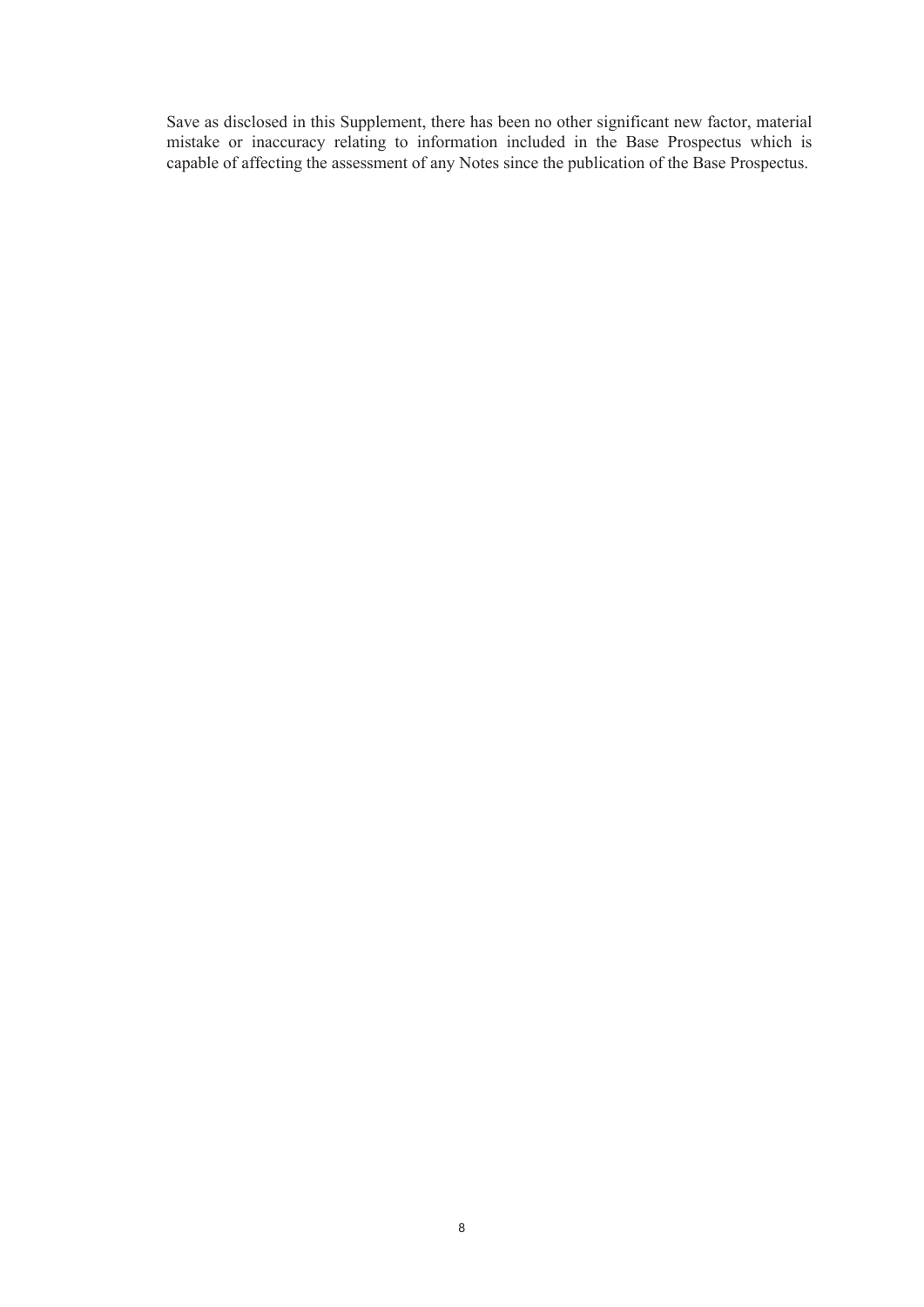Save as disclosed in this Supplement, there has been no other significant new factor, material mistake or inaccuracy relating to information included in the Base Prospectus which is capable of affecting the assessment of any Notes since the publication of the Base Prospectus.